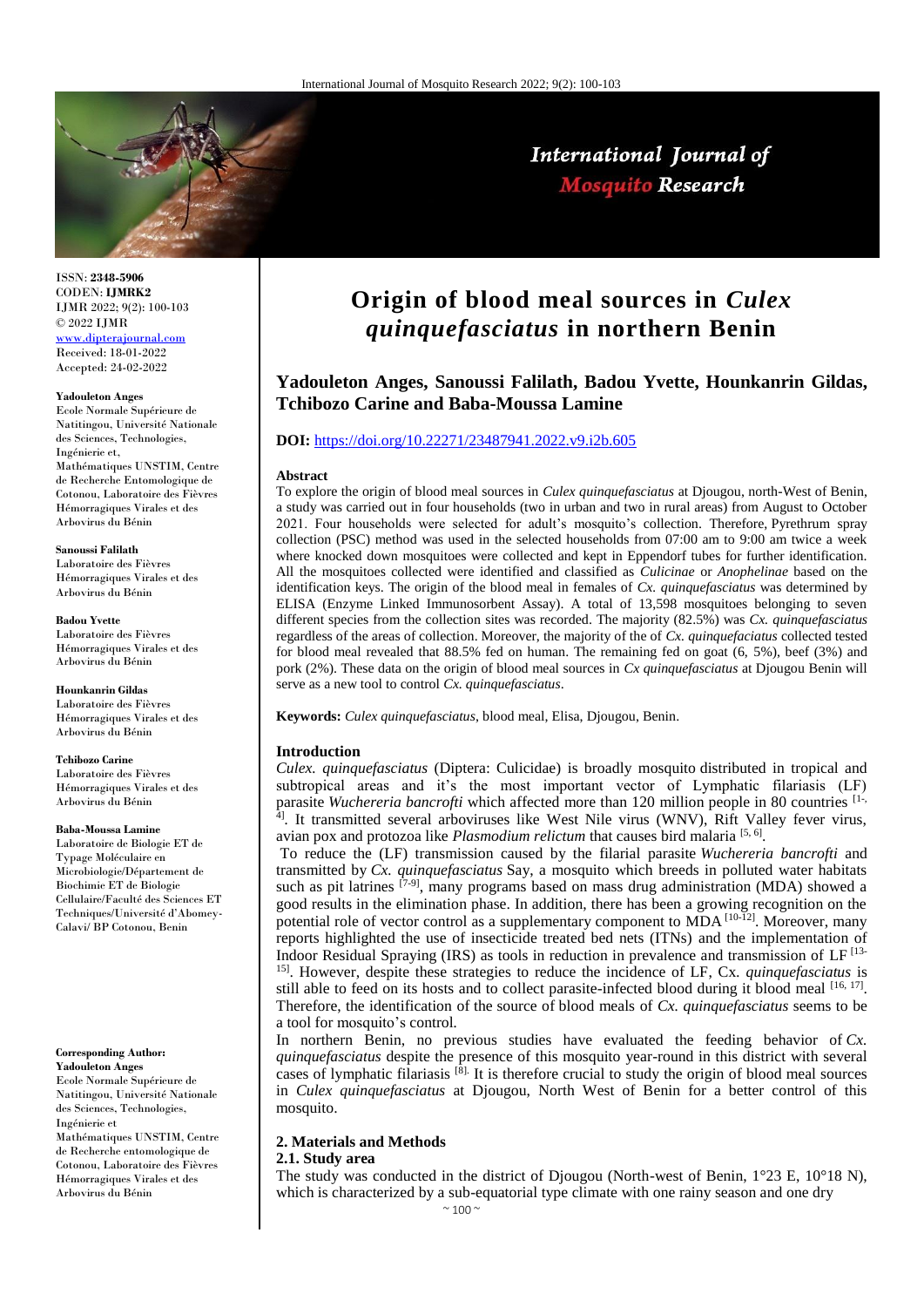ISSN: **2348-5906**
CODEN: **IJMRK2**
IJMR 2022; 9(2): 100-103
© 2022 IJMR
www.dipterajournal.com
Received: 18-01-2022
Accepted: 24-02-2022

**Yadouleton Anges**
Ecole Normale Supérieure de Natitingou, Université Nationale des Sciences, Technologies, Ingénierie et, Mathématiques UNSTIM, Centre de Recherche Entomologique de Cotonou, Laboratoire des Fièvres Hémorragiques Virales et des Arbovirus du Bénin

**Sanoussi Falilath**
Laboratoire des Fièvres Hémorragiques Virales et des Arbovirus du Bénin

**Badou Yvette**
Laboratoire des Fièvres Hémorragiques Virales et des Arbovirus du Bénin

**Hounkanrin Gildas**
Laboratoire des Fièvres Hémorragiques Virales et des Arbovirus du Bénin

**Tchibozo Carine**
Laboratoire des Fièvres Hémorragiques Virales et des Arbovirus du Bénin

**Baba-Moussa Lamine**
Laboratoire de Biologie ET de Typage Moléculaire en Microbiologie/Département de Biochimie ET de Biologie Cellulaire/Faculté des Sciences ET Techniques/Université d'Abomey-Calavi/ BP Cotonou, Benin

**Corresponding Author:**
**Yadouleton Anges**
Ecole Normale Supérieure de Natitingou, Université Nationale des Sciences, Technologies, Ingénierie et Mathématiques UNSTIM, Centre de Recherche entomologique de Cotonou, Laboratoire des Fièvres Hémorragiques Virales et des Arbovirus du Bénin

# Origin of blood meal sources in *Culex quinquefasciatus* in northern Benin

**Yadouleton Anges, Sanoussi Falilath, Badou Yvette, Hounkanrin Gildas, Tchibozo Carine and Baba-Moussa Lamine**

**DOI:** https://doi.org/10.22271/23487941.2022.v9.i2b.605

## Abstract

To explore the origin of blood meal sources in *Culex quinquefasciatus* at Djougou, north-West of Benin, a study was carried out in four households (two in urban and two in rural areas) from August to October 2021. Four households were selected for adult's mosquito's collection. Therefore, Pyrethrum spray collection (PSC) method was used in the selected households from 07:00 am to 9:00 am twice a week where knocked down mosquitoes were collected and kept in Eppendorf tubes for further identification. All the mosquitoes collected were identified and classified as *Culicinae* or *Anophelinae* based on the identification keys. The origin of the blood meal in females of *Cx. quinquefasciatus* was determined by ELISA (Enzyme Linked Immunosorbent Assay). A total of 13,598 mosquitoes belonging to seven different species from the collection sites was recorded. The majority (82.5%) was *Cx. quinquefasciatus* regardless of the areas of collection. Moreover, the majority of the of *Cx. quinquefaciatus* collected tested for blood meal revealed that 88.5% fed on human. The remaining fed on goat (6, 5%), beef (3%) and pork (2%). These data on the origin of blood meal sources in *Cx quinquefasciatus* at Djougou Benin will serve as a new tool to control *Cx. quinquefasciatus*.

**Keywords:** *Culex quinquefasciatus*, blood meal, Elisa, Djougou, Benin.

## Introduction

*Culex. quinquefasciatus* (Diptera: Culicidae) is broadly mosquito distributed in tropical and subtropical areas and it's the most important vector of Lymphatic filariasis (LF) parasite *Wuchereria bancrofti* which affected more than 120 million people in 80 countries [1-4]. It transmitted several arboviruses like West Nile virus (WNV), Rift Valley fever virus, avian pox and protozoa like *Plasmodium relictum* that causes bird malaria [5, 6].

To reduce the (LF) transmission caused by the filarial parasite *Wuchereria bancrofti* and transmitted by *Cx. quinquefasciatus* Say, a mosquito which breeds in polluted water habitats such as pit latrines [7-9], many programs based on mass drug administration (MDA) showed a good results in the elimination phase. In addition, there has been a growing recognition on the potential role of vector control as a supplementary component to MDA [10-12]. Moreover, many reports highlighted the use of insecticide treated bed nets (ITNs) and the implementation of Indoor Residual Spraying (IRS) as tools in reduction in prevalence and transmission of LF [13-15]. However, despite these strategies to reduce the incidence of LF, Cx. *quinquefasciatus* is still able to feed on its hosts and to collect parasite-infected blood during it blood meal [16, 17]. Therefore, the identification of the source of blood meals of *Cx. quinquefasciatus* seems to be a tool for mosquito's control.

In northern Benin, no previous studies have evaluated the feeding behavior of *Cx. quinquefasciatus* despite the presence of this mosquito year-round in this district with several cases of lymphatic filariasis [8]. It is therefore crucial to study the origin of blood meal sources in *Culex quinquefasciatus* at Djougou, North West of Benin for a better control of this mosquito.

## 2. Materials and Methods

### 2.1. Study area

The study was conducted in the district of Djougou (North-west of Benin, 1°23 E, 10°18 N), which is characterized by a sub-equatorial type climate with one rainy season and one dry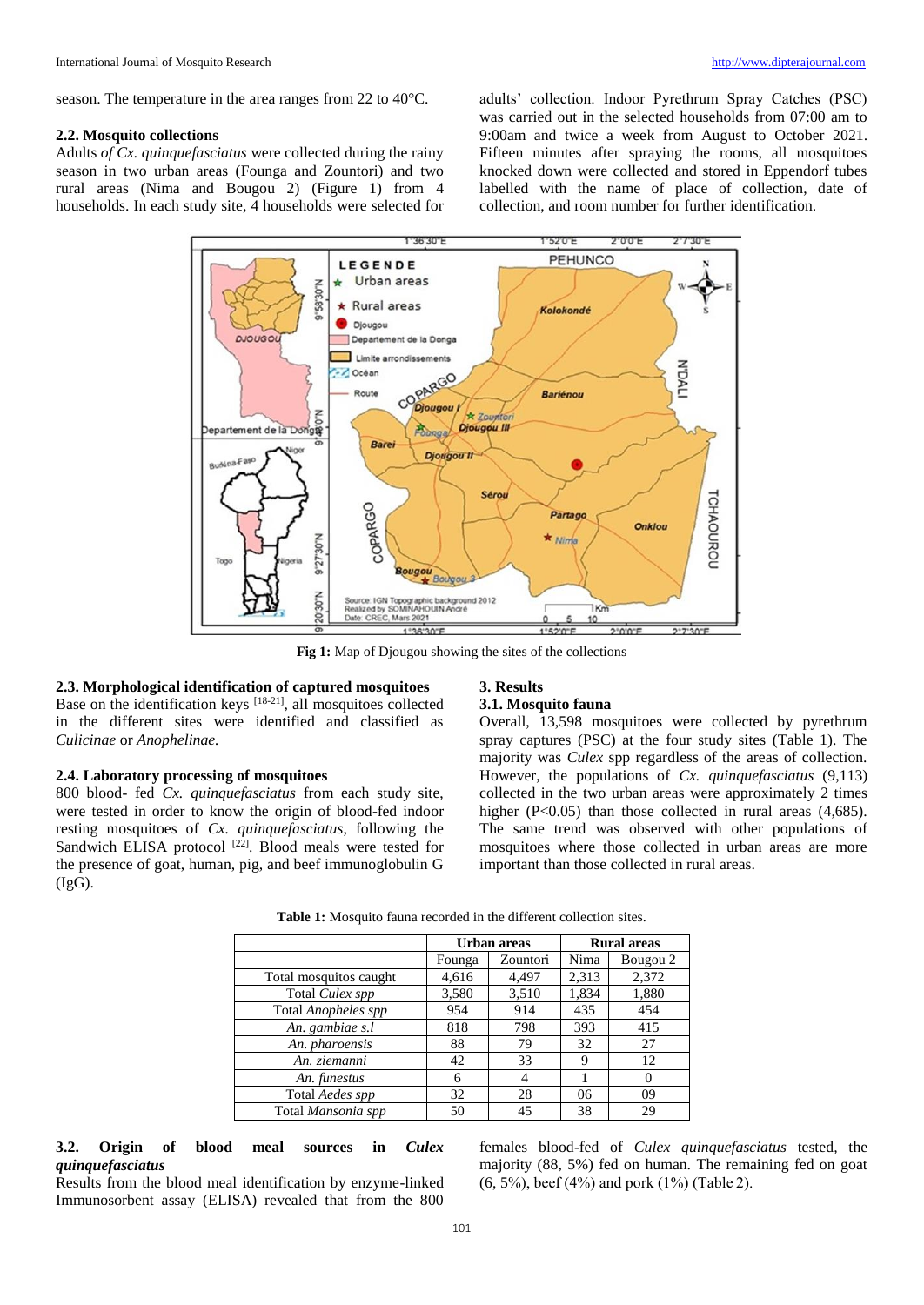season. The temperature in the area ranges from 22 to 40°C.

### 2.2. Mosquito collections

Adults *of Cx. quinquefasciatus* were collected during the rainy season in two urban areas (Founga and Zountori) and two rural areas (Nima and Bougou 2) (Figure 1) from 4 households. In each study site, 4 households were selected for adults' collection. Indoor Pyrethrum Spray Catches (PSC) was carried out in the selected households from 07:00 am to 9:00am and twice a week from August to October 2021. Fifteen minutes after spraying the rooms, all mosquitoes knocked down were collected and stored in Eppendorf tubes labelled with the name of place of collection, date of collection, and room number for further identification.

Fig 1: Map of Djougou showing the sites of the collections

### 2.3. Morphological identification of captured mosquitoes

Base on the identification keys [18-21], all mosquitoes collected in the different sites were identified and classified as *Culicinae* or *Anophelinae.*

### 2.4. Laboratory processing of mosquitoes

800 blood- fed *Cx. quinquefasciatus* from each study site, were tested in order to know the origin of blood-fed indoor resting mosquitoes of *Cx. quinquefasciatus*, following the Sandwich ELISA protocol [22]. Blood meals were tested for the presence of goat, human, pig, and beef immunoglobulin G (IgG).

## 3. Results

### 3.1. Mosquito fauna

Overall, 13,598 mosquitoes were collected by pyrethrum spray captures (PSC) at the four study sites (Table 1). The majority was *Culex* spp regardless of the areas of collection. However, the populations of *Cx. quinquefasciatus* (9,113) collected in the two urban areas were approximately 2 times higher (P<0.05) than those collected in rural areas (4,685). The same trend was observed with other populations of mosquitoes where those collected in urban areas are more important than those collected in rural areas.

**Table 1:** Mosquito fauna recorded in the different collection sites.

| | Urban areas | | Rural areas | |
|---|---|---|---|---|
| | Founga | Zountori | Nima | Bougou 2 |
| Total mosquitos caught | 4,616 | 4,497 | 2,313 | 2,372 |
| Total *Culex spp* | 3,580 | 3,510 | 1,834 | 1,880 |
| Total *Anopheles spp* | 954 | 914 | 435 | 454 |
| *An. gambiae s.l* | 818 | 798 | 393 | 415 |
| *An. pharoensis* | 88 | 79 | 32 | 27 |
| *An. ziemanni* | 42 | 33 | 9 | 12 |
| *An. funestus* | 6 | 4 | 1 | 0 |
| Total *Aedes spp* | 32 | 28 | 06 | 09 |
| Total *Mansonia spp* | 50 | 45 | 38 | 29 |

### 3.2. Origin of blood meal sources in *Culex quinquefasciatus*

Results from the blood meal identification by enzyme-linked Immunosorbent assay (ELISA) revealed that from the 800 females blood-fed of *Culex quinquefasciatus* tested, the majority (88, 5%) fed on human. The remaining fed on goat (6, 5%), beef (4%) and pork (1%) (Table 2).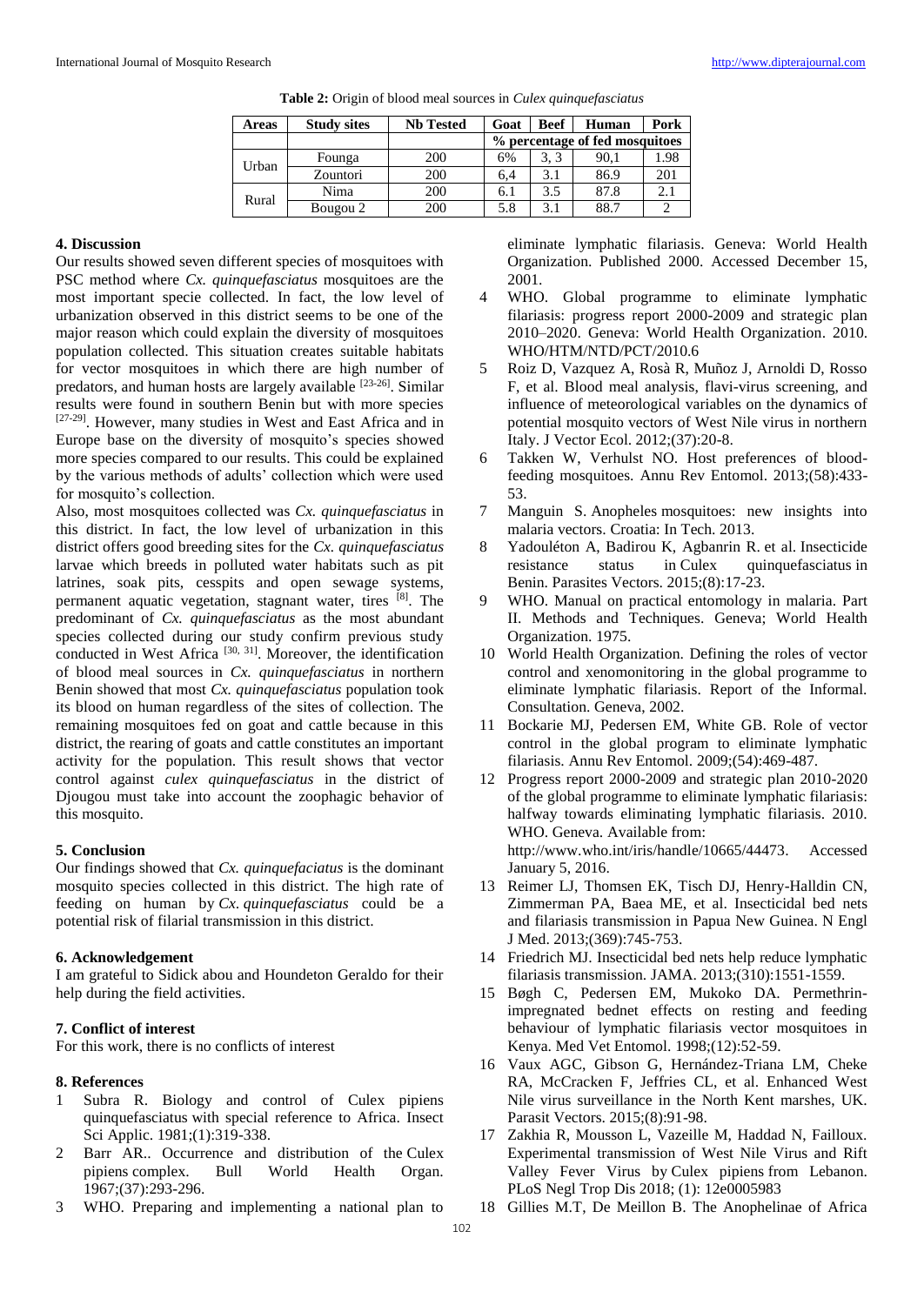**Table 2:** Origin of blood meal sources in *Culex quinquefasciatus*

| Areas | Study sites | Nb Tested | Goat | Beef | Human | Pork |
|---|---|---|---|---|---|---|
| | | | % percentage of fed mosquitoes | | | |
| Urban | Founga | 200 | 6% | 3, 3 | 90,1 | 1.98 |
| | Zountori | 200 | 6,4 | 3.1 | 86.9 | 201 |
| Rural | Nima | 200 | 6.1 | 3.5 | 87.8 | 2.1 |
| | Bougou 2 | 200 | 5.8 | 3.1 | 88.7 | 2 |

## 4. Discussion

Our results showed seven different species of mosquitoes with PSC method where *Cx. quinquefasciatus* mosquitoes are the most important specie collected. In fact, the low level of urbanization observed in this district seems to be one of the major reason which could explain the diversity of mosquitoes population collected. This situation creates suitable habitats for vector mosquitoes in which there are high number of predators, and human hosts are largely available [23-26]. Similar results were found in southern Benin but with more species [27-29]. However, many studies in West and East Africa and in Europe base on the diversity of mosquito's species showed more species compared to our results. This could be explained by the various methods of adults' collection which were used for mosquito's collection.

Also, most mosquitoes collected was *Cx. quinquefasciatus* in this district. In fact, the low level of urbanization in this district offers good breeding sites for the *Cx. quinquefasciatus* larvae which breeds in polluted water habitats such as pit latrines, soak pits, cesspits and open sewage systems, permanent aquatic vegetation, stagnant water, tires [8]. The predominant of *Cx. quinquefasciatus* as the most abundant species collected during our study confirm previous study conducted in West Africa [30, 31]. Moreover, the identification of blood meal sources in *Cx. quinquefasciatus* in northern Benin showed that most *Cx. quinquefasciatus* population took its blood on human regardless of the sites of collection. The remaining mosquitoes fed on goat and cattle because in this district, the rearing of goats and cattle constitutes an important activity for the population. This result shows that vector control against *culex quinquefasciatus* in the district of Djougou must take into account the zoophagic behavior of this mosquito.

## 5. Conclusion

Our findings showed that *Cx. quinquefaciatus* is the dominant mosquito species collected in this district. The high rate of feeding on human by *Cx. quinquefasciatus* could be a potential risk of filarial transmission in this district.

## 6. Acknowledgement

I am grateful to Sidick abou and Houndeton Geraldo for their help during the field activities.

## 7. Conflict of interest

For this work, there is no conflicts of interest

## 8. References

1. Subra R. Biology and control of Culex pipiens quinquefasciatus with special reference to Africa. Insect Sci Applic. 1981;(1):319-338.
2. Barr AR.. Occurrence and distribution of the Culex pipiens complex. Bull World Health Organ. 1967;(37):293-296.
3. WHO. Preparing and implementing a national plan to eliminate lymphatic filariasis. Geneva: World Health Organization. Published 2000. Accessed December 15, 2001.
4. WHO. Global programme to eliminate lymphatic filariasis: progress report 2000-2009 and strategic plan 2010–2020. Geneva: World Health Organization. 2010. WHO/HTM/NTD/PCT/2010.6
5. Roiz D, Vazquez A, Rosà R, Muñoz J, Arnoldi D, Rosso F, et al. Blood meal analysis, flavi-virus screening, and influence of meteorological variables on the dynamics of potential mosquito vectors of West Nile virus in northern Italy. J Vector Ecol. 2012;(37):20-8.
6. Takken W, Verhulst NO. Host preferences of blood-feeding mosquitoes. Annu Rev Entomol. 2013;(58):433-53.
7. Manguin S. Anopheles mosquitoes: new insights into malaria vectors. Croatia: In Tech. 2013.
8. Yadouléton A, Badirou K, Agbanrin R. et al. Insecticide resistance status in Culex quinquefasciatus in Benin. Parasites Vectors. 2015;(8):17-23.
9. WHO. Manual on practical entomology in malaria. Part II. Methods and Techniques. Geneva; World Health Organization. 1975.
10. World Health Organization. Defining the roles of vector control and xenomonitoring in the global programme to eliminate lymphatic filariasis. Report of the Informal. Consultation. Geneva, 2002.
11. Bockarie MJ, Pedersen EM, White GB. Role of vector control in the global program to eliminate lymphatic filariasis. Annu Rev Entomol. 2009;(54):469-487.
12. Progress report 2000-2009 and strategic plan 2010-2020 of the global programme to eliminate lymphatic filariasis: halfway towards eliminating lymphatic filariasis. 2010. WHO. Geneva. Available from: http://www.who.int/iris/handle/10665/44473. Accessed January 5, 2016.
13. Reimer LJ, Thomsen EK, Tisch DJ, Henry-Halldin CN, Zimmerman PA, Baea ME, et al. Insecticidal bed nets and filariasis transmission in Papua New Guinea. N Engl J Med. 2013;(369):745-753.
14. Friedrich MJ. Insecticidal bed nets help reduce lymphatic filariasis transmission. JAMA. 2013;(310):1551-1559.
15. Bøgh C, Pedersen EM, Mukoko DA. Permethrin-impregnated bednet effects on resting and feeding behaviour of lymphatic filariasis vector mosquitoes in Kenya. Med Vet Entomol. 1998;(12):52-59.
16. Vaux AGC, Gibson G, Hernández-Triana LM, Cheke RA, McCracken F, Jeffries CL, et al. Enhanced West Nile virus surveillance in the North Kent marshes, UK. Parasit Vectors. 2015;(8):91-98.
17. Zakhia R, Mousson L, Vazeille M, Haddad N, Failloux. Experimental transmission of West Nile Virus and Rift Valley Fever Virus by Culex pipiens from Lebanon. PLoS Negl Trop Dis 2018; (1): 12e0005983
18. Gillies M.T, De Meillon B. The Anophelinae of Africa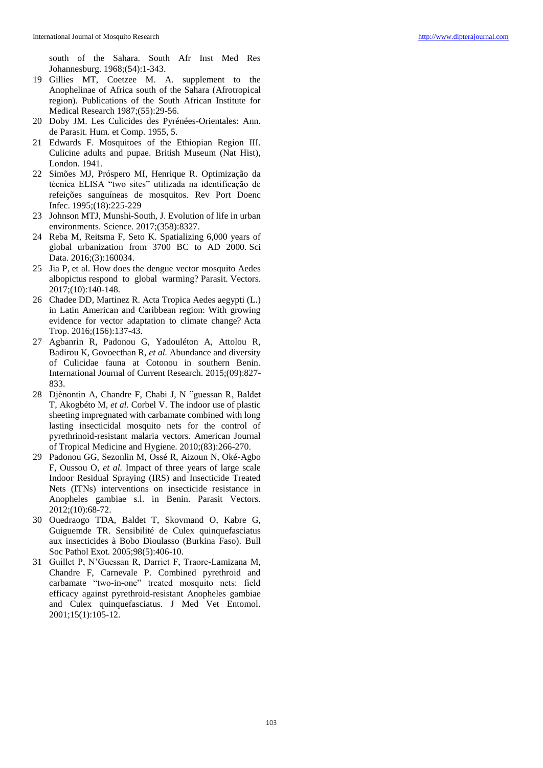south of the Sahara. South Afr Inst Med Res Johannesburg. 1968;(54):1-343.

19. Gillies MT, Coetzee M. A. supplement to the Anophelinae of Africa south of the Sahara (Afrotropical region). Publications of the South African Institute for Medical Research 1987;(55):29-56.
20. Doby JM. Les Culicides des Pyrénées-Orientales: Ann. de Parasit. Hum. et Comp. 1955, 5.
21. Edwards F. Mosquitoes of the Ethiopian Region III. Culicine adults and pupae. British Museum (Nat Hist), London. 1941.
22. Simões MJ, Próspero MI, Henrique R. Optimização da técnica ELISA "two sites" utilizada na identificação de refeições sanguíneas de mosquitos. Rev Port Doenc Infec. 1995;(18):225-229
23. Johnson MTJ, Munshi-South, J. Evolution of life in urban environments. Science. 2017;(358):8327.
24. Reba M, Reitsma F, Seto K. Spatializing 6,000 years of global urbanization from 3700 BC to AD 2000. Sci Data. 2016;(3):160034.
25. Jia P, et al. How does the dengue vector mosquito Aedes albopictus respond to global warming? Parasit. Vectors. 2017;(10):140-148.
26. Chadee DD, Martinez R. Acta Tropica Aedes aegypti (L.) in Latin American and Caribbean region: With growing evidence for vector adaptation to climate change? Acta Trop. 2016;(156):137-43.
27. Agbanrin R, Padonou G, Yadouléton A, Attolou R, Badirou K, Govoecthan R, *et al.* Abundance and diversity of Culicidae fauna at Cotonou in southern Benin. International Journal of Current Research. 2015;(09):827-833.
28. Djènontin A, Chandre F, Chabi J, N "guessan R, Baldet T, Akogbéto M, *et al.* Corbel V. The indoor use of plastic sheeting impregnated with carbamate combined with long lasting insecticidal mosquito nets for the control of pyrethrinoid-resistant malaria vectors. American Journal of Tropical Medicine and Hygiene. 2010;(83):266-270.
29. Padonou GG, Sezonlin M, Ossé R, Aizoun N, Oké-Agbo F, Oussou O, *et al.* Impact of three years of large scale Indoor Residual Spraying (IRS) and Insecticide Treated Nets (ITNs) interventions on insecticide resistance in Anopheles gambiae s.l. in Benin. Parasit Vectors. 2012;(10):68-72.
30. Ouedraogo TDA, Baldet T, Skovmand O, Kabre G, Guiguemde TR. Sensibilité de Culex quinquefasciatus aux insecticides à Bobo Dioulasso (Burkina Faso). Bull Soc Pathol Exot. 2005;98(5):406-10.
31. Guillet P, N'Guessan R, Darriet F, Traore-Lamizana M, Chandre F, Carnevale P. Combined pyrethroid and carbamate "two-in-one" treated mosquito nets: field efficacy against pyrethroid-resistant Anopheles gambiae and Culex quinquefasciatus. J Med Vet Entomol. 2001;15(1):105-12.